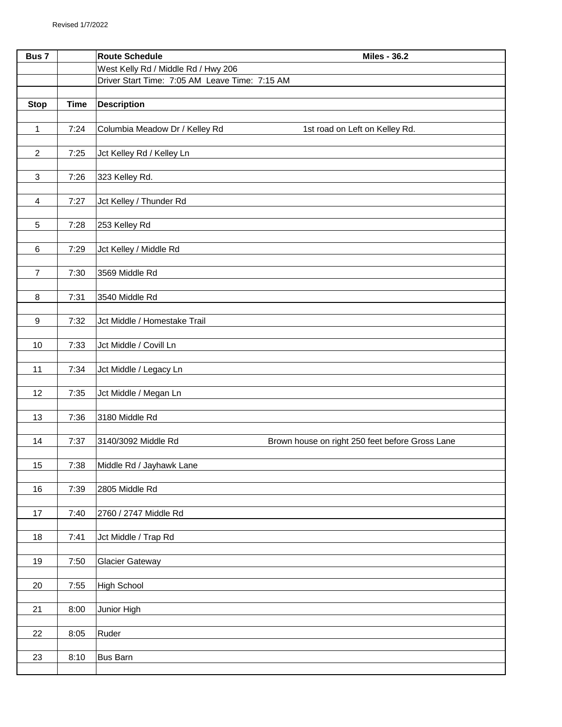Revised 1/7/2022

| Bus 7 | | Route Schedule | Miles - 36.2 |
|---|---|---|---|
| | | West Kelly Rd / Middle Rd / Hwy 206 | |
| | | Driver Start Time: 7:05 AM Leave Time: 7:15 AM | |
| | | | |
| **Stop** | **Time** | **Description** | |
| 1 | 7:24 | Columbia Meadow Dr / Kelley Rd | 1st road on Left on Kelley Rd. |
| 2 | 7:25 | Jct Kelley Rd / Kelley Ln | |
| 3 | 7:26 | 323 Kelley Rd. | |
| 4 | 7:27 | Jct Kelley / Thunder Rd | |
| 5 | 7:28 | 253 Kelley Rd | |
| 6 | 7:29 | Jct Kelley / Middle Rd | |
| 7 | 7:30 | 3569 Middle Rd | |
| 8 | 7:31 | 3540 Middle Rd | |
| 9 | 7:32 | Jct Middle / Homestake Trail | |
| 10 | 7:33 | Jct Middle / Covill Ln | |
| 11 | 7:34 | Jct Middle / Legacy Ln | |
| 12 | 7:35 | Jct Middle / Megan Ln | |
| 13 | 7:36 | 3180 Middle Rd | |
| 14 | 7:37 | 3140/3092 Middle Rd | Brown house on right 250 feet before Gross Lane |
| 15 | 7:38 | Middle Rd / Jayhawk Lane | |
| 16 | 7:39 | 2805 Middle Rd | |
| 17 | 7:40 | 2760 / 2747 Middle Rd | |
| 18 | 7:41 | Jct Middle / Trap Rd | |
| 19 | 7:50 | Glacier Gateway | |
| 20 | 7:55 | High School | |
| 21 | 8:00 | Junior High | |
| 22 | 8:05 | Ruder | |
| 23 | 8:10 | Bus Barn | |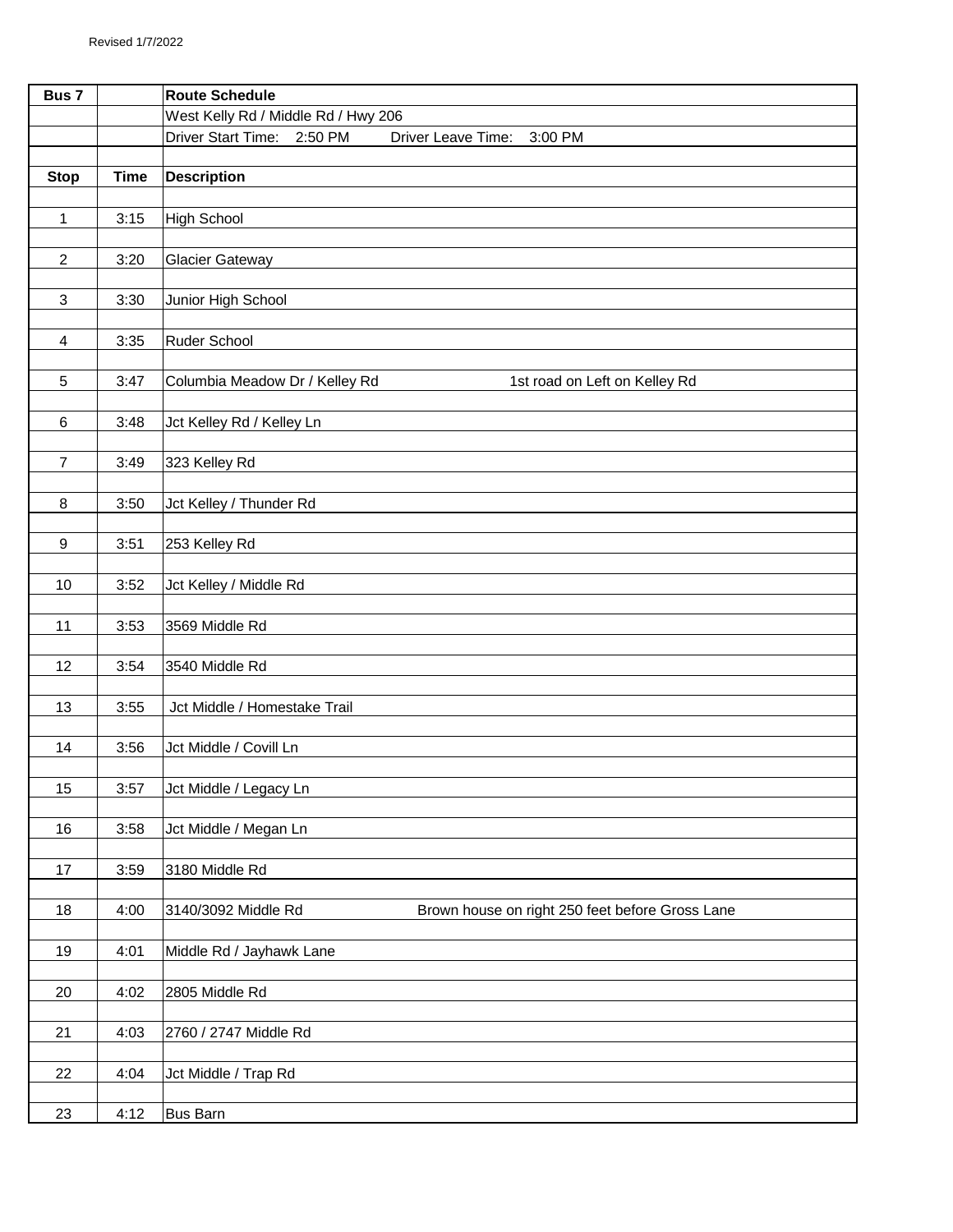Revised 1/7/2022

| Bus 7 | | Route Schedule |
|---|---|---|
| | | West Kelly Rd / Middle Rd / Hwy 206 |
| | | Driver Start Time: 2:50 PM Driver Leave Time: 3:00 PM |
| | | |
| **Stop** | **Time** | **Description** |
| | | |
| 1 | 3:15 | High School |
| | | |
| 2 | 3:20 | Glacier Gateway |
| | | |
| 3 | 3:30 | Junior High School |
| | | |
| 4 | 3:35 | Ruder School |
| | | |
| 5 | 3:47 | Columbia Meadow Dr / Kelley Rd 1st road on Left on Kelley Rd |
| | | |
| 6 | 3:48 | Jct Kelley Rd / Kelley Ln |
| | | |
| 7 | 3:49 | 323 Kelley Rd |
| | | |
| 8 | 3:50 | Jct Kelley / Thunder Rd |
| | | |
| 9 | 3:51 | 253 Kelley Rd |
| | | |
| 10 | 3:52 | Jct Kelley / Middle Rd |
| | | |
| 11 | 3:53 | 3569 Middle Rd |
| | | |
| 12 | 3:54 | 3540 Middle Rd |
| | | |
| 13 | 3:55 | Jct Middle / Homestake Trail |
| | | |
| 14 | 3:56 | Jct Middle / Covill Ln |
| | | |
| 15 | 3:57 | Jct Middle / Legacy Ln |
| | | |
| 16 | 3:58 | Jct Middle / Megan Ln |
| | | |
| 17 | 3:59 | 3180 Middle Rd |
| | | |
| 18 | 4:00 | 3140/3092 Middle Rd Brown house on right 250 feet before Gross Lane |
| | | |
| 19 | 4:01 | Middle Rd / Jayhawk Lane |
| | | |
| 20 | 4:02 | 2805 Middle Rd |
| | | |
| 21 | 4:03 | 2760 / 2747 Middle Rd |
| | | |
| 22 | 4:04 | Jct Middle / Trap Rd |
| | | |
| 23 | 4:12 | Bus Barn |